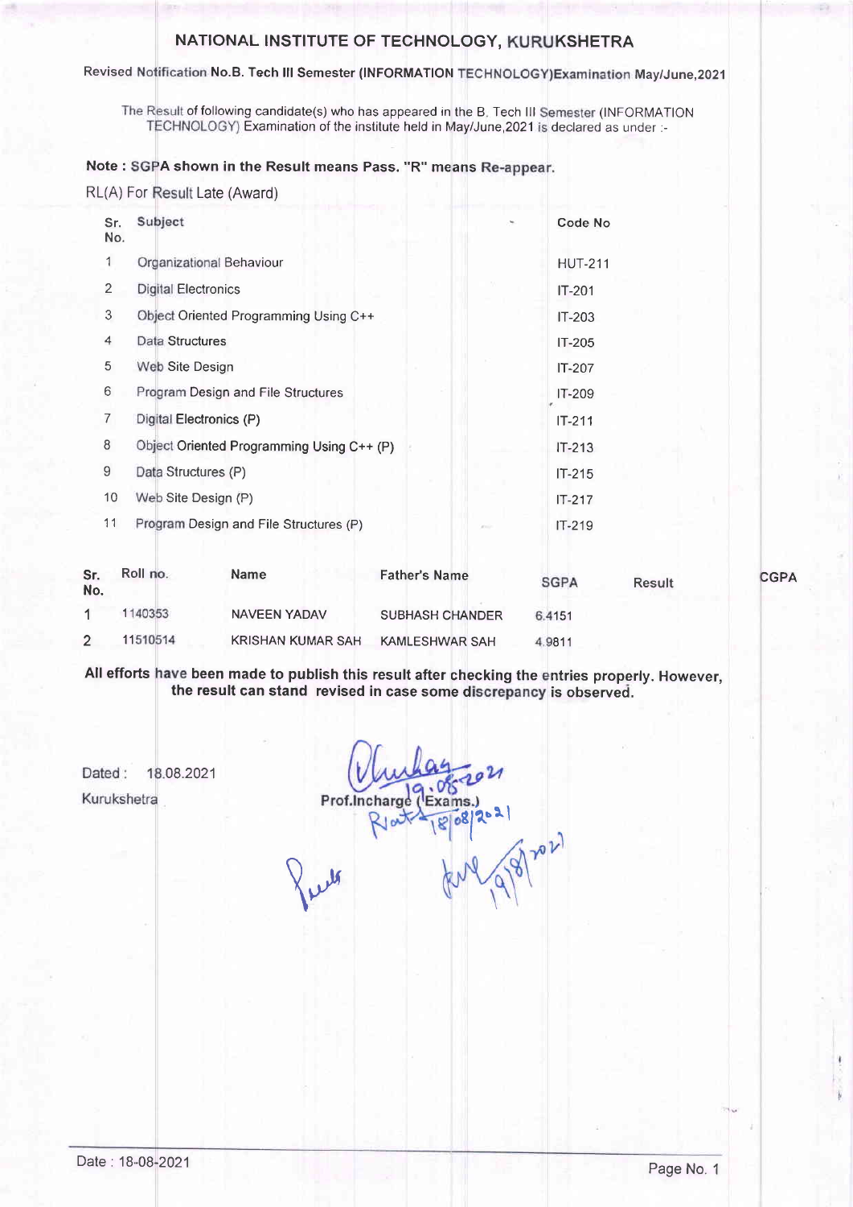# NATIONAL INSTITUTE OF TECHNOLOGY, KURUKSHETRA

**Revised Notification No.B. Tech III Semester (INFORMATION TECHNOLOGY)Examination May/June,2021**

The Result of following candidate(s) who has appeared in the B. Tech III Semester (INFORMATION TECHNOLOGY) Examination of the institute held in May/June,2021 is declared as under :-

**Note : SGPA shown in the Result means Pass. "R" means Re-appear.**

RL(A) For Result Late (Award)

| Sr. No. | Subject | Code No |
|---|---|---|
| 1 | Organizational Behaviour | HUT-211 |
| 2 | Digital Electronics | IT-201 |
| 3 | Object Oriented Programming Using C++ | IT-203 |
| 4 | Data Structures | IT-205 |
| 5 | Web Site Design | IT-207 |
| 6 | Program Design and File Structures | IT-209 |
| 7 | Digital Electronics (P) | IT-211 |
| 8 | Object Oriented Programming Using C++ (P) | IT-213 |
| 9 | Data Structures (P) | IT-215 |
| 10 | Web Site Design (P) | IT-217 |
| 11 | Program Design and File Structures (P) | IT-219 |

| Sr. No. | Roll no. | Name | Father's Name | SGPA | Result | CGPA |
|---|---|---|---|---|---|---|
| 1 | 1140353 | NAVEEN YADAV | SUBHASH CHANDER | 6.4151 | | |
| 2 | 11510514 | KRISHAN KUMAR SAH | KAMLESHWAR SAH | 4.9811 | | |

**All efforts have been made to publish this result after checking the entries properly. However, the result can stand revised in case some discrepancy is observed.**

Dated : 18.08.2021

Kurukshetra

Prof.Incharge (Exams.)

Date : 18-08-2021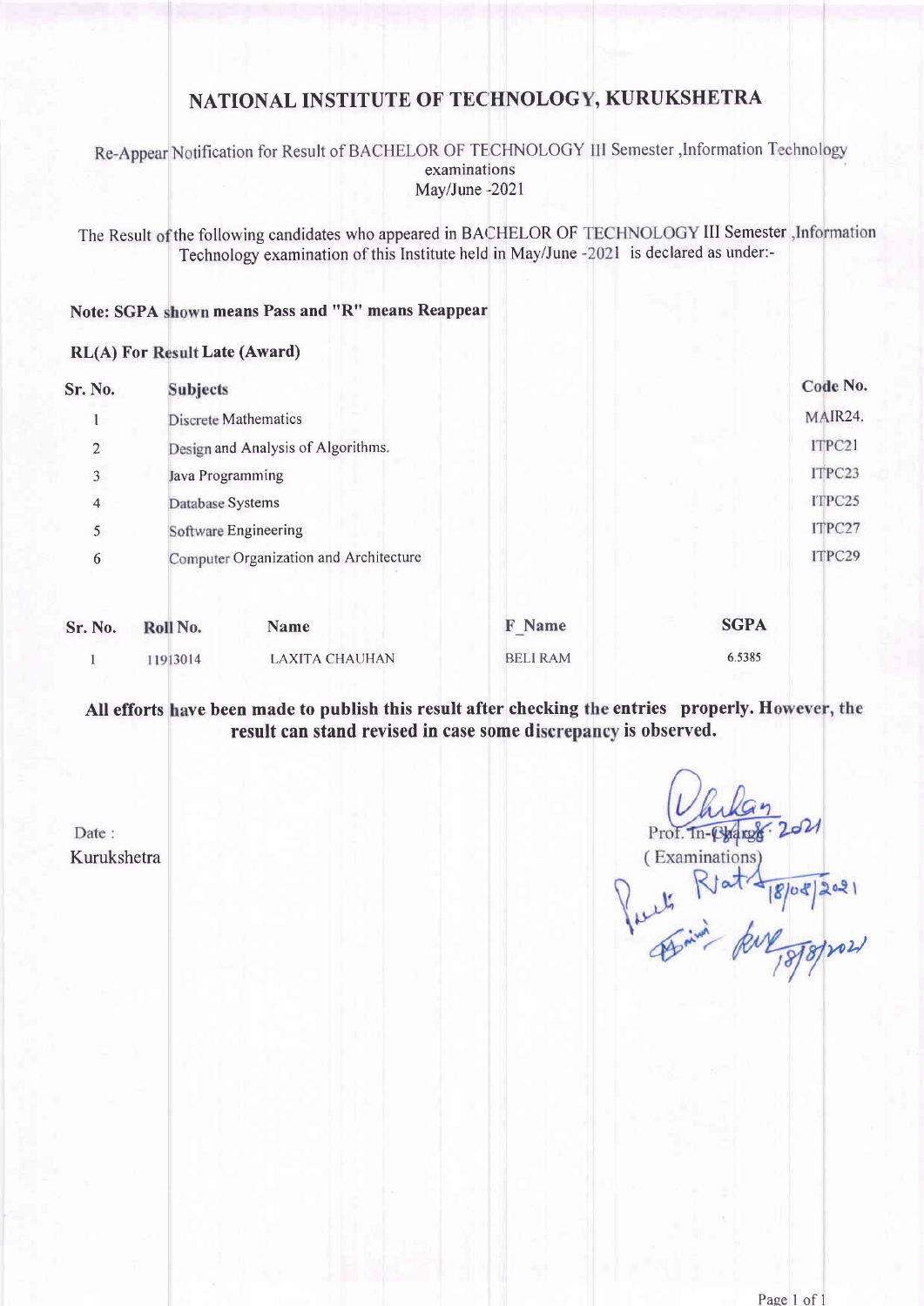# NATIONAL INSTITUTE OF TECHNOLOGY, KURUKSHETRA

Re-Appear Notification for Result of BACHELOR OF TECHNOLOGY III Semester ,Information Technology examinations
May/June -2021

The Result of the following candidates who appeared in BACHELOR OF TECHNOLOGY III Semester ,Information Technology examination of this Institute held in May/June -2021 is declared as under:-

**Note: SGPA shown means Pass and "R" means Reappear**

**RL(A) For Result Late (Award)**

| Sr. No. | Subjects | Code No. |
|---|---|---|
| 1 | Discrete Mathematics | MAIR24. |
| 2 | Design and Analysis of Algorithms. | ITPC21 |
| 3 | Java Programming | ITPC23 |
| 4 | Database Systems | ITPC25 |
| 5 | Software Engineering | ITPC27 |
| 6 | Computer Organization and Architecture | ITPC29 |

| Sr. No. | Roll No. | Name | F_Name | SGPA |
|---|---|---|---|---|
| 1 | 11913014 | LAXITA CHAUHAN | BELI RAM | 6.5385 |

**All efforts have been made to publish this result after checking the entries properly. However, the result can stand revised in case some discrepancy is observed.**

Date :
Kurukshetra

18.8.2021
Prof. In-Charge
( Examinations)

18/08/2021

18/8/2021